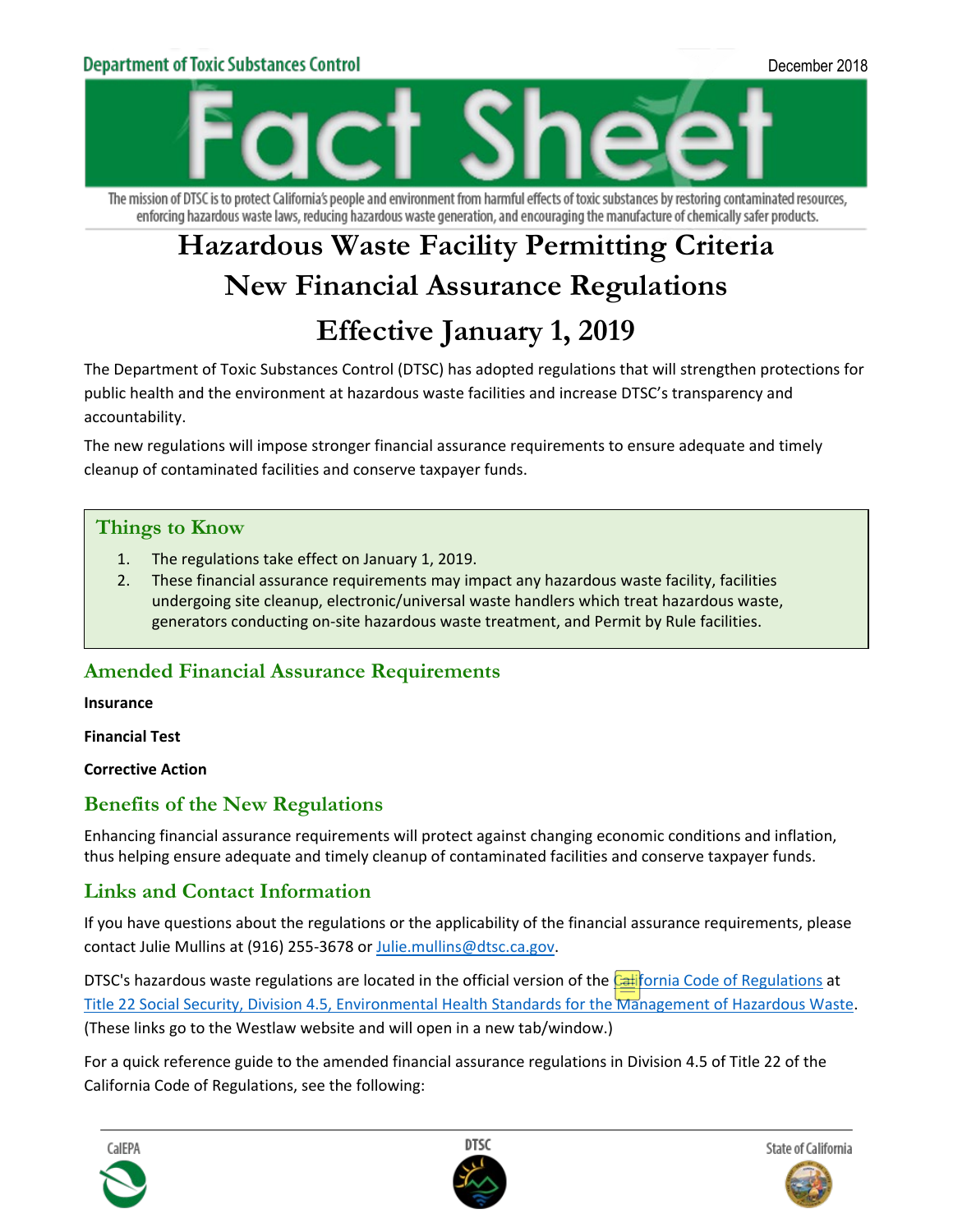Department of Toxic Substances Control

December 2018

# Fact Sheet

The mission of DTSC is to protect California's people and environment from harmful effects of toxic substances by restoring contaminated resources, enforcing hazardous waste laws, reducing hazardous waste generation, and encouraging the manufacture of chemically safer products.

# Hazardous Waste Facility Permitting Criteria New Financial Assurance Regulations Effective January 1, 2019

The Department of Toxic Substances Control (DTSC) has adopted regulations that will strengthen protections for public health and the environment at hazardous waste facilities and increase DTSC's transparency and accountability.

The new regulations will impose stronger financial assurance requirements to ensure adequate and timely cleanup of contaminated facilities and conserve taxpayer funds.

## Things to Know

1. The regulations take effect on January 1, 2019.
2. These financial assurance requirements may impact any hazardous waste facility, facilities undergoing site cleanup, electronic/universal waste handlers which treat hazardous waste, generators conducting on-site hazardous waste treatment, and Permit by Rule facilities.

## Amended Financial Assurance Requirements

**Insurance**

**Financial Test**

**Corrective Action**

## Benefits of the New Regulations

Enhancing financial assurance requirements will protect against changing economic conditions and inflation, thus helping ensure adequate and timely cleanup of contaminated facilities and conserve taxpayer funds.

## Links and Contact Information

If you have questions about the regulations or the applicability of the financial assurance requirements, please contact Julie Mullins at (916) 255-3678 or Julie.mullins@dtsc.ca.gov.

DTSC's hazardous waste regulations are located in the official version of the California Code of Regulations at Title 22 Social Security, Division 4.5, Environmental Health Standards for the Management of Hazardous Waste. (These links go to the Westlaw website and will open in a new tab/window.)

For a quick reference guide to the amended financial assurance regulations in Division 4.5 of Title 22 of the California Code of Regulations, see the following:

CalEPA DTSC State of California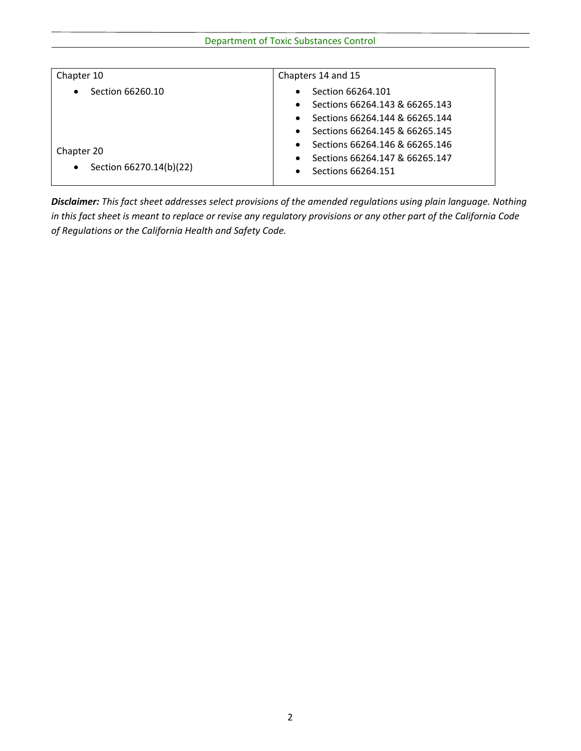| | |
|---|---|
| Chapter 10<br>• Section 66260.10<br><br>Chapter 20<br>• Section 66270.14(b)(22) | Chapters 14 and 15<br>• Section 66264.101<br>• Sections 66264.143 & 66265.143<br>• Sections 66264.144 & 66265.144<br>• Sections 66264.145 & 66265.145<br>• Sections 66264.146 & 66265.146<br>• Sections 66264.147 & 66265.147<br>• Sections 66264.151 |

***Disclaimer:*** *This fact sheet addresses select provisions of the amended regulations using plain language. Nothing in this fact sheet is meant to replace or revise any regulatory provisions or any other part of the California Code of Regulations or the California Health and Safety Code.*